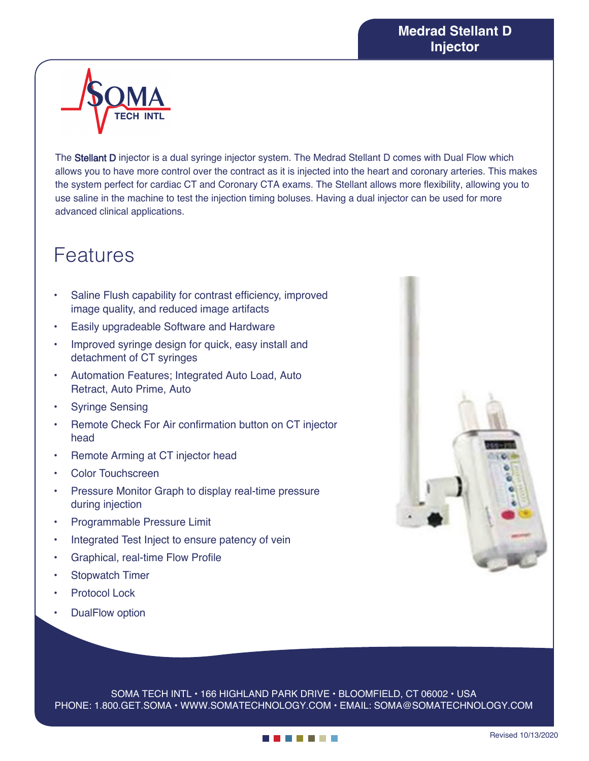# Medrad Stellant D Injector

SOMA TECH INTL

The Stellant D injector is a dual syringe injector system. The Medrad Stellant D comes with Dual Flow which allows you to have more control over the contract as it is injected into the heart and coronary arteries. This makes the system perfect for cardiac CT and Coronary CTA exams. The Stellant allows more flexibility, allowing you to use saline in the machine to test the injection timing boluses. Having a dual injector can be used for more advanced clinical applications.

## Features

- Saline Flush capability for contrast efficiency, improved image quality, and reduced image artifacts
- Easily upgradeable Software and Hardware
- Improved syringe design for quick, easy install and detachment of CT syringes
- Automation Features; Integrated Auto Load, Auto Retract, Auto Prime, Auto
- Syringe Sensing
- Remote Check For Air confirmation button on CT injector head
- Remote Arming at CT injector head
- Color Touchscreen
- Pressure Monitor Graph to display real-time pressure during injection
- Programmable Pressure Limit
- Integrated Test Inject to ensure patency of vein
- Graphical, real-time Flow Profile
- Stopwatch Timer
- Protocol Lock
- DualFlow option

SOMA TECH INTL • 166 HIGHLAND PARK DRIVE • BLOOMFIELD, CT 06002 • USA
PHONE: 1.800.GET.SOMA • WWW.SOMATECHNOLOGY.COM • EMAIL: SOMA@SOMATECHNOLOGY.COM

Revised 10/13/2020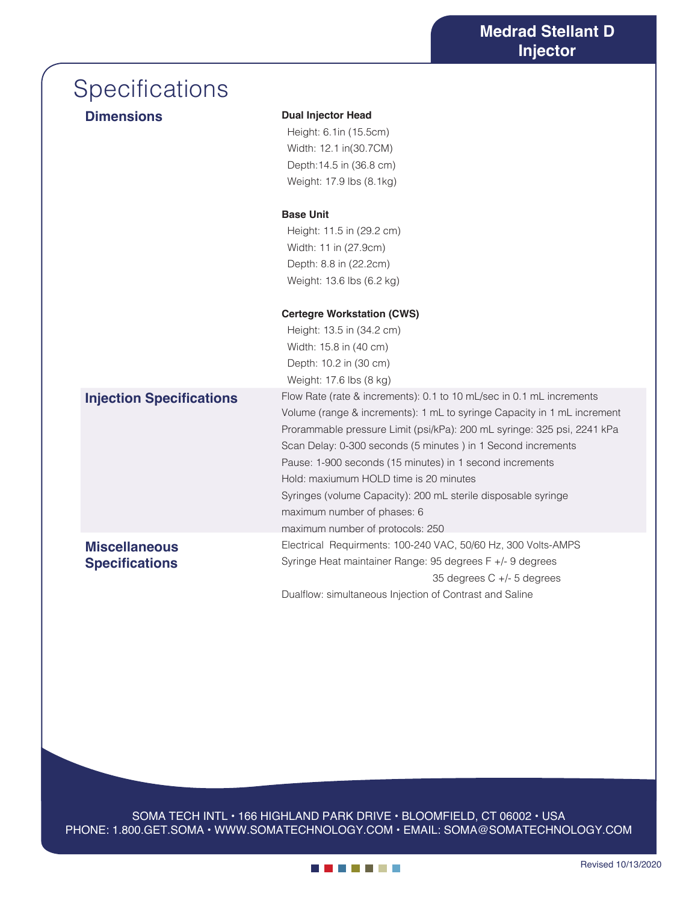# Specifications

## Dimensions

**Dual Injector Head**

Height: 6.1in (15.5cm)
Width: 12.1 in(30.7CM)
Depth:14.5 in (36.8 cm)
Weight: 17.9 lbs (8.1kg)

**Base Unit**

Height: 11.5 in (29.2 cm)
Width: 11 in (27.9cm)
Depth: 8.8 in (22.2cm)
Weight: 13.6 lbs (6.2 kg)

**Certegre Workstation (CWS)**

Height: 13.5 in (34.2 cm)
Width: 15.8 in (40 cm)
Depth: 10.2 in (30 cm)
Weight: 17.6 lbs (8 kg)

## Injection Specifications

Flow Rate (rate & increments): 0.1 to 10 mL/sec in 0.1 mL increments
Volume (range & increments): 1 mL to syringe Capacity in 1 mL increment
Prorammable pressure Limit (psi/kPa): 200 mL syringe: 325 psi, 2241 kPa
Scan Delay: 0-300 seconds (5 minutes ) in 1 Second increments
Pause: 1-900 seconds (15 minutes) in 1 second increments
Hold: maxiumum HOLD time is 20 minutes
Syringes (volume Capacity): 200 mL sterile disposable syringe
maximum number of phases: 6
maximum number of protocols: 250

## Miscellaneous Specifications

Electrical Requirments: 100-240 VAC, 50/60 Hz, 300 Volts-AMPS
Syringe Heat maintainer Range: 95 degrees F +/- 9 degrees
35 degrees C +/- 5 degrees
Dualflow: simultaneous Injection of Contrast and Saline

SOMA TECH INTL • 166 HIGHLAND PARK DRIVE • BLOOMFIELD, CT 06002 • USA
PHONE: 1.800.GET.SOMA • WWW.SOMATECHNOLOGY.COM • EMAIL: SOMA@SOMATECHNOLOGY.COM

Revised 10/13/2020